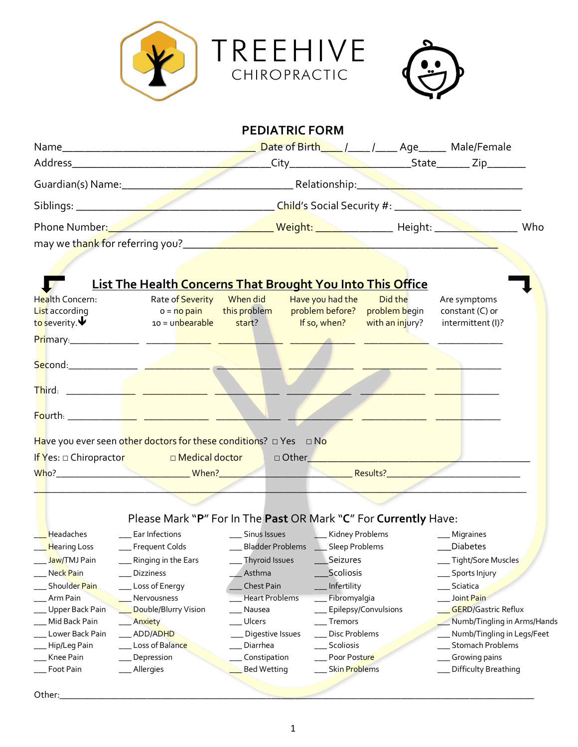# TREEHIVE CHIROPRACTIC

## PEDIATRIC FORM

Name_________________________________ Date of Birth____ /____ /____ Age_____ Male/Female

Address__________________________________City____________________State______ Zip_______

Guardian(s) Name:______________________________ Relationship:____________________________

Siblings: ___________________________________ Child's Social Security #: ____________________

Phone Number:____________________________ Weight: _____________ Height: ______________ Who may we thank for referring you?_______________________________________________________

## List The Health Concerns That Brought You Into This Office

| Health Concern: List according to severity. | Rate of Severity 0 = no pain 10 = unbearable | When did this problem start? | Have you had the problem before? If so, when? | Did the problem begin with an injury? | Are symptoms constant (C) or intermittent (I)? |
|---|---|---|---|---|---|
| Primary:____________ | ____________ | ____________ | ____________ | ____________ | ____________ |
| Second:____________ | ____________ | ____________ | ____________ | ____________ | ____________ |
| Third: ____________ | ____________ | ____________ | ____________ | ____________ | ____________ |
| Fourth: ____________ | ____________ | ____________ | ____________ | ____________ | ____________ |

Have you ever seen other doctors for these conditions? □ Yes □ No

If Yes: □ Chiropractor □ Medical doctor □ Other_________________________________________

Who?_________________________ When?________________________ Results?________________________

_____________________________________________________________________________________________

Please Mark "**P**" For In The **Past** OR Mark "**C**" For **Currently** Have:

| | | | | |
|---|---|---|---|---|
| ___ Headaches | ___ Ear Infections | ___ Sinus Issues | ___ Kidney Problems | ___ Migraines |
| ___ Hearing Loss | ___ Frequent Colds | ___ Bladder Problems | ___ Sleep Problems | ___ Diabetes |
| ___ Jaw/TMJ Pain | ___ Ringing in the Ears | ___ Thyroid Issues | ___ Seizures | ___ Tight/Sore Muscles |
| ___ Neck Pain | ___ Dizziness | ___ Asthma | ___ Scoliosis | ___ Sports Injury |
| ___ Shoulder Pain | ___ Loss of Energy | ___ Chest Pain | ___ Infertility | ___ Sciatica |
| ___ Arm Pain | ___ Nervousness | ___ Heart Problems | ___ Fibromyalgia | ___ Joint Pain |
| ___ Upper Back Pain | ___ Double/Blurry Vision | ___ Nausea | ___ Epilepsy/Convulsions | ___ GERD/Gastric Reflux |
| ___ Mid Back Pain | ___ Anxiety | ___ Ulcers | ___ Tremors | ___ Numb/Tingling in Arms/Hands |
| ___ Lower Back Pain | ___ ADD/ADHD | ___ Digestive Issues | ___ Disc Problems | ___ Numb/Tingling in Legs/Feet |
| ___ Hip/Leg Pain | ___ Loss of Balance | ___ Diarrhea | ___ Scoliosis | ___ Stomach Problems |
| ___ Knee Pain | ___ Depression | ___ Constipation | ___ Poor Posture | ___ Growing pains |
| ___ Foot Pain | ___ Allergies | ___ Bed Wetting | ___ Skin Problems | ___ Difficulty Breathing |

Other:_______________________________________________________________________________________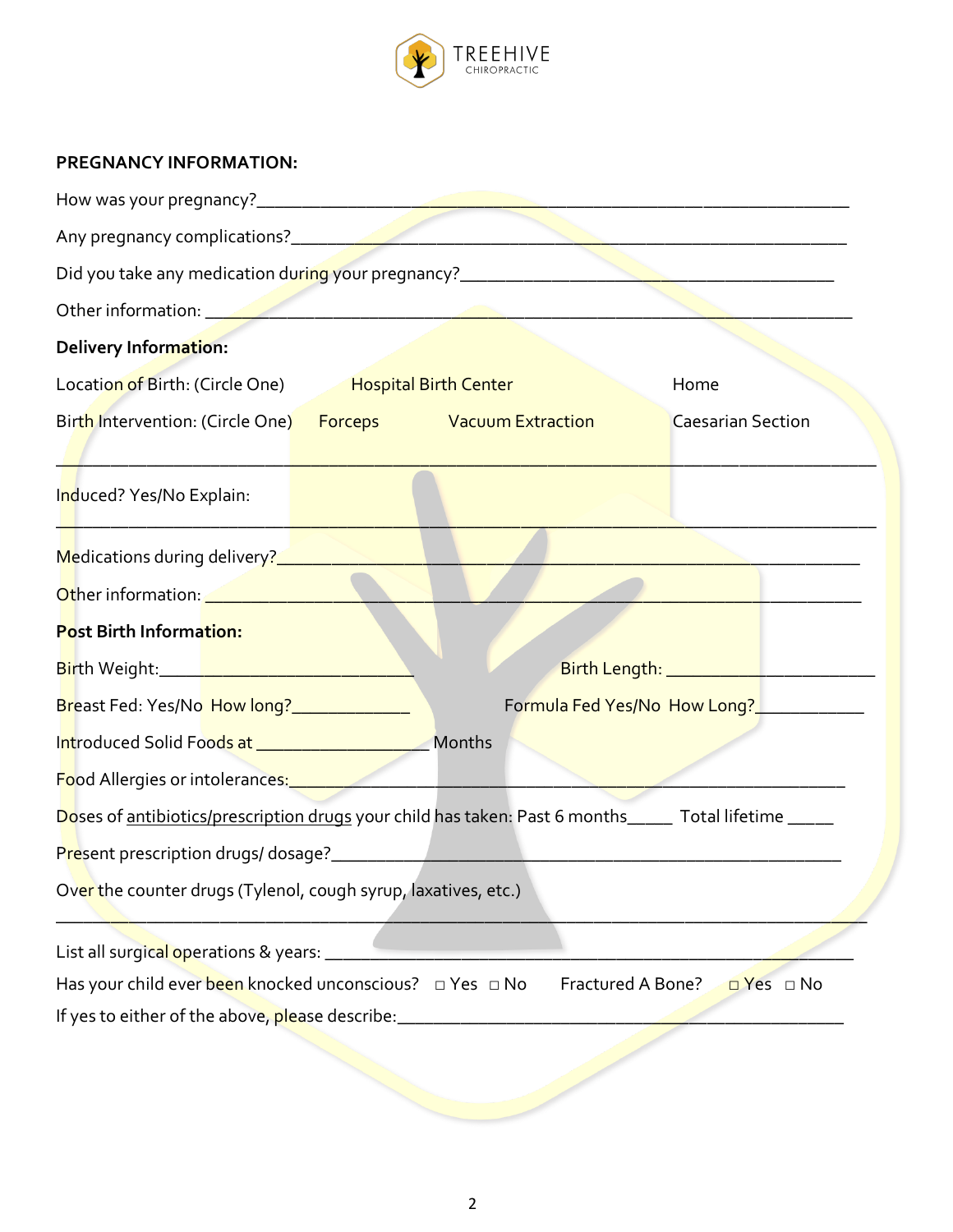TREEHIVE
CHIROPRACTIC

**PREGNANCY INFORMATION:**

How was your pregnancy?___________________________________________________________

Any pregnancy complications?______________________________________________________

Did you take any medication during your pregnancy?_________________________________

Other information: ______________________________________________________________

**Delivery Information:**

Location of Birth: (Circle One)   Hospital Birth Center   Home

Birth Intervention: (Circle One)   Forceps   Vacuum Extraction   Caesarian Section

_____________________________________________________________________________

Induced? Yes/No Explain:

_____________________________________________________________________________

Medications during delivery?_______________________________________________________

Other information: ______________________________________________________________

**Post Birth Information:**

Birth Weight:___________________________   Birth Length: ______________________

Breast Fed: Yes/No  How long?_____________   Formula Fed Yes/No  How Long?___________

Introduced Solid Foods at __________________ Months

Food Allergies or intolerances:______________________________________________________

Doses of antibiotics/prescription drugs your child has taken: Past 6 months_____ Total lifetime _____

Present prescription drugs/ dosage?__________________________________________________

Over the counter drugs (Tylenol, cough syrup, laxatives, etc.)

_____________________________________________________________________________

List all surgical operations & years: _________________________________________________

Has your child ever been knocked unconscious? □ Yes □ No   Fractured A Bone? □ Yes □ No

If yes to either of the above, please describe:___________________________________________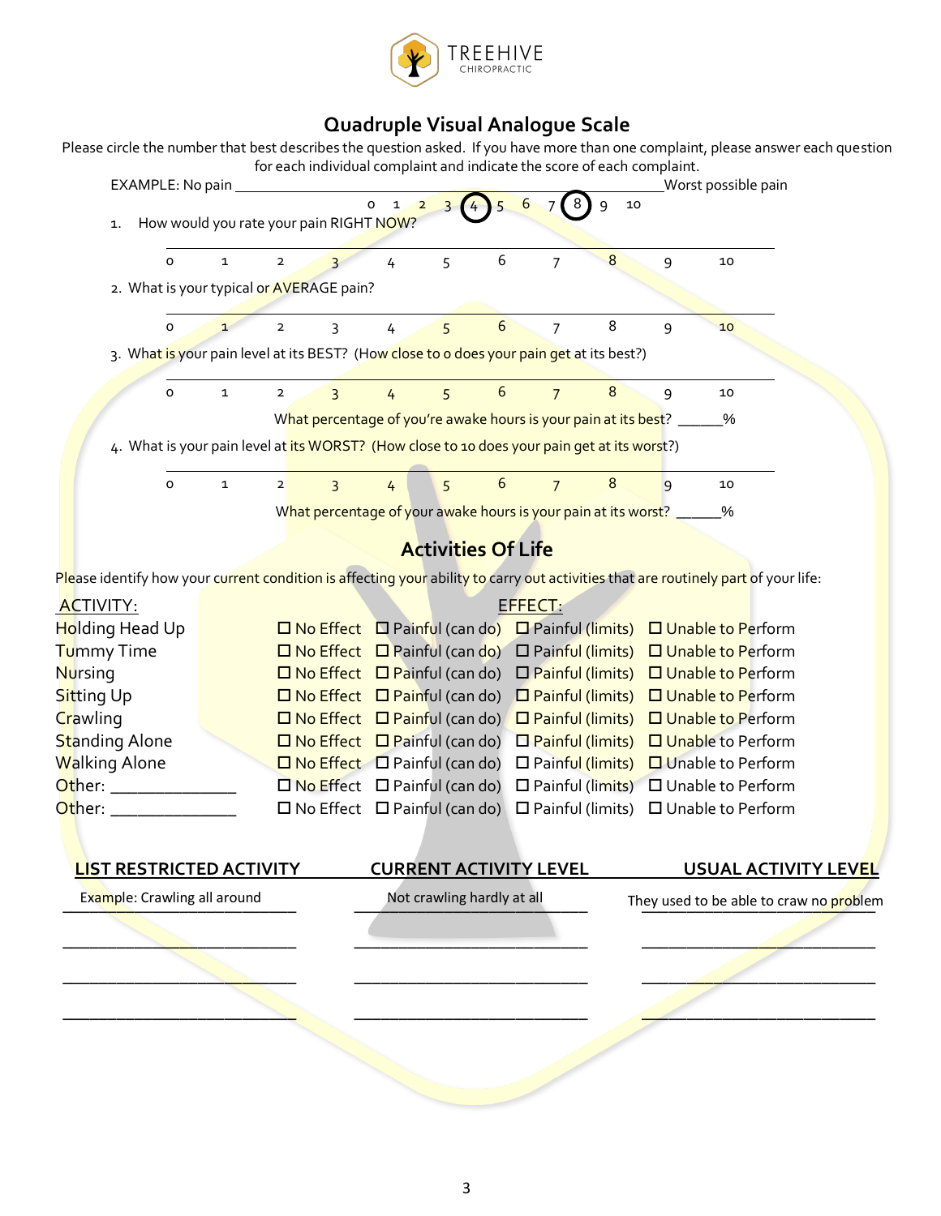TREEHIVE
CHIROPRACTIC

## Quadruple Visual Analogue Scale

Please circle the number that best describes the question asked. If you have more than one complaint, please answer each question for each individual complaint and indicate the score of each complaint.

EXAMPLE: No pain ______________________________________________ Worst possible pain

0 1 2 3 (4) 5 6 7 (8) 9 10

1. How would you rate your pain RIGHT NOW?

0 1 2 3 4 5 6 7 8 9 10

2. What is your typical or AVERAGE pain?

0 1 2 3 4 5 6 7 8 9 10

3. What is your pain level at its BEST? (How close to 0 does your pain get at its best?)

0 1 2 3 4 5 6 7 8 9 10

What percentage of you're awake hours is your pain at its best? ______%

4. What is your pain level at its WORST? (How close to 10 does your pain get at its worst?)

0 1 2 3 4 5 6 7 8 9 10

What percentage of your awake hours is your pain at its worst? ______%

## Activities Of Life

Please identify how your current condition is affecting your ability to carry out activities that are routinely part of your life:

| ACTIVITY: | EFFECT: | | | |
|---|---|---|---|---|
| Holding Head Up | ☐ No Effect | ☐ Painful (can do) | ☐ Painful (limits) | ☐ Unable to Perform |
| Tummy Time | ☐ No Effect | ☐ Painful (can do) | ☐ Painful (limits) | ☐ Unable to Perform |
| Nursing | ☐ No Effect | ☐ Painful (can do) | ☐ Painful (limits) | ☐ Unable to Perform |
| Sitting Up | ☐ No Effect | ☐ Painful (can do) | ☐ Painful (limits) | ☐ Unable to Perform |
| Crawling | ☐ No Effect | ☐ Painful (can do) | ☐ Painful (limits) | ☐ Unable to Perform |
| Standing Alone | ☐ No Effect | ☐ Painful (can do) | ☐ Painful (limits) | ☐ Unable to Perform |
| Walking Alone | ☐ No Effect | ☐ Painful (can do) | ☐ Painful (limits) | ☐ Unable to Perform |
| Other: ______________ | ☐ No Effect | ☐ Painful (can do) | ☐ Painful (limits) | ☐ Unable to Perform |
| Other: ______________ | ☐ No Effect | ☐ Painful (can do) | ☐ Painful (limits) | ☐ Unable to Perform |

| LIST RESTRICTED ACTIVITY | CURRENT ACTIVITY LEVEL | USUAL ACTIVITY LEVEL |
|---|---|---|
| Example: Crawling all around | Not crawling hardly at all | They used to be able to craw no problem |
| ______________________________ | ______________________________ | ______________________________ |
| ______________________________ | ______________________________ | ______________________________ |
| ______________________________ | ______________________________ | ______________________________ |